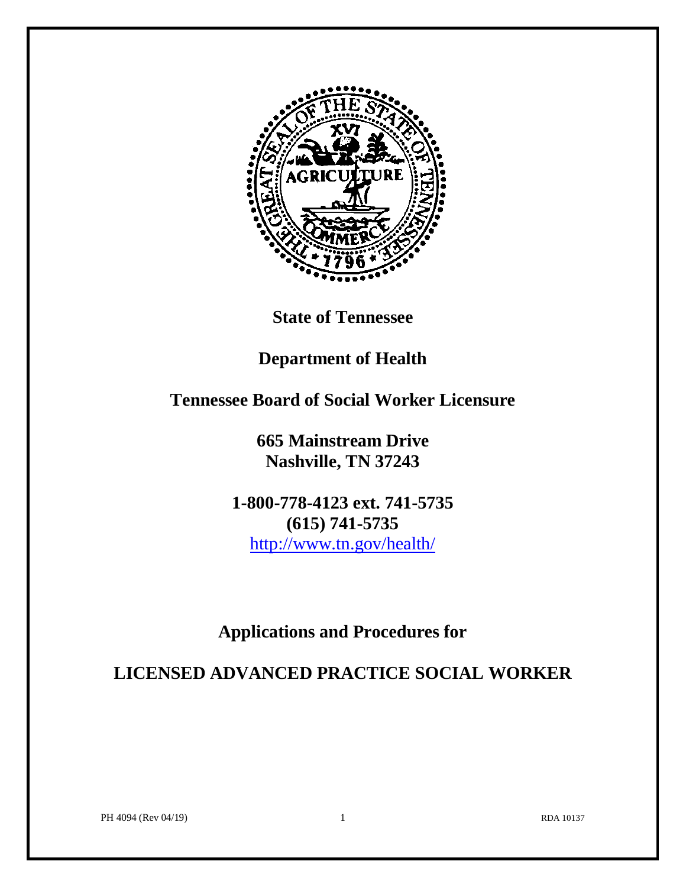**State of Tennessee**

**Department of Health**

**Tennessee Board of Social Worker Licensure**

**665 Mainstream Drive**
**Nashville, TN 37243**

**1-800-778-4123 ext. 741-5735**
**(615) 741-5735**
http://www.tn.gov/health/

# Applications and Procedures for

# LICENSED ADVANCED PRACTICE SOCIAL WORKER

PH 4094 (Rev 04/19) RDA 10137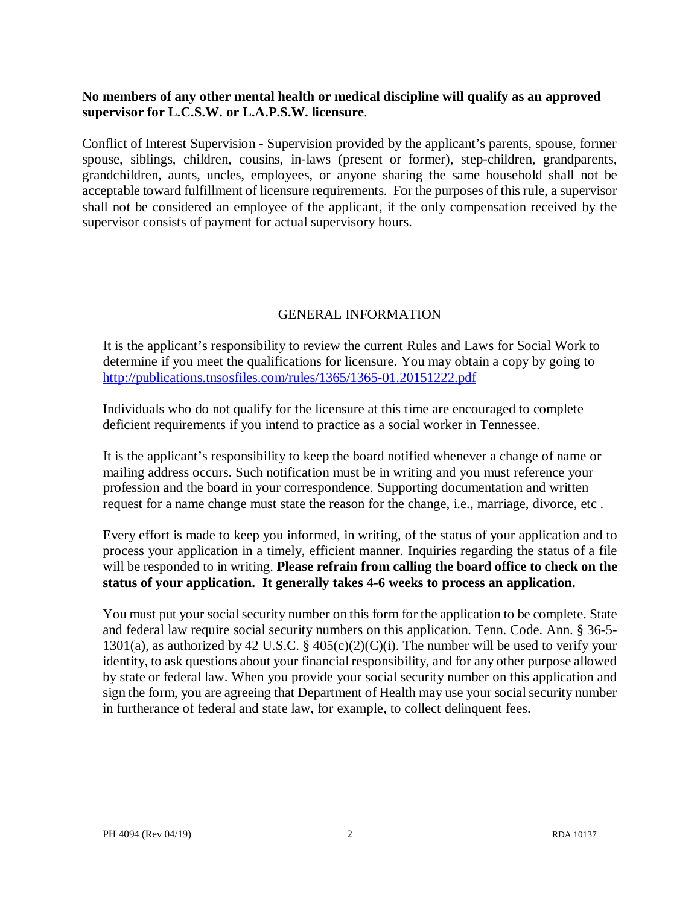**No members of any other mental health or medical discipline will qualify as an approved supervisor for L.C.S.W. or L.A.P.S.W. licensure**.

Conflict of Interest Supervision - Supervision provided by the applicant's parents, spouse, former spouse, siblings, children, cousins, in-laws (present or former), step-children, grandparents, grandchildren, aunts, uncles, employees, or anyone sharing the same household shall not be acceptable toward fulfillment of licensure requirements. For the purposes of this rule, a supervisor shall not be considered an employee of the applicant, if the only compensation received by the supervisor consists of payment for actual supervisory hours.

## GENERAL INFORMATION

It is the applicant's responsibility to review the current Rules and Laws for Social Work to determine if you meet the qualifications for licensure. You may obtain a copy by going to http://publications.tnsosfiles.com/rules/1365/1365-01.20151222.pdf

Individuals who do not qualify for the licensure at this time are encouraged to complete deficient requirements if you intend to practice as a social worker in Tennessee.

It is the applicant's responsibility to keep the board notified whenever a change of name or mailing address occurs. Such notification must be in writing and you must reference your profession and the board in your correspondence. Supporting documentation and written request for a name change must state the reason for the change, i.e., marriage, divorce, etc .

Every effort is made to keep you informed, in writing, of the status of your application and to process your application in a timely, efficient manner. Inquiries regarding the status of a file will be responded to in writing. **Please refrain from calling the board office to check on the status of your application. It generally takes 4-6 weeks to process an application.**

You must put your social security number on this form for the application to be complete. State and federal law require social security numbers on this application. Tenn. Code. Ann. § 36-5-1301(a), as authorized by 42 U.S.C. § 405(c)(2)(C)(i). The number will be used to verify your identity, to ask questions about your financial responsibility, and for any other purpose allowed by state or federal law. When you provide your social security number on this application and sign the form, you are agreeing that Department of Health may use your social security number in furtherance of federal and state law, for example, to collect delinquent fees.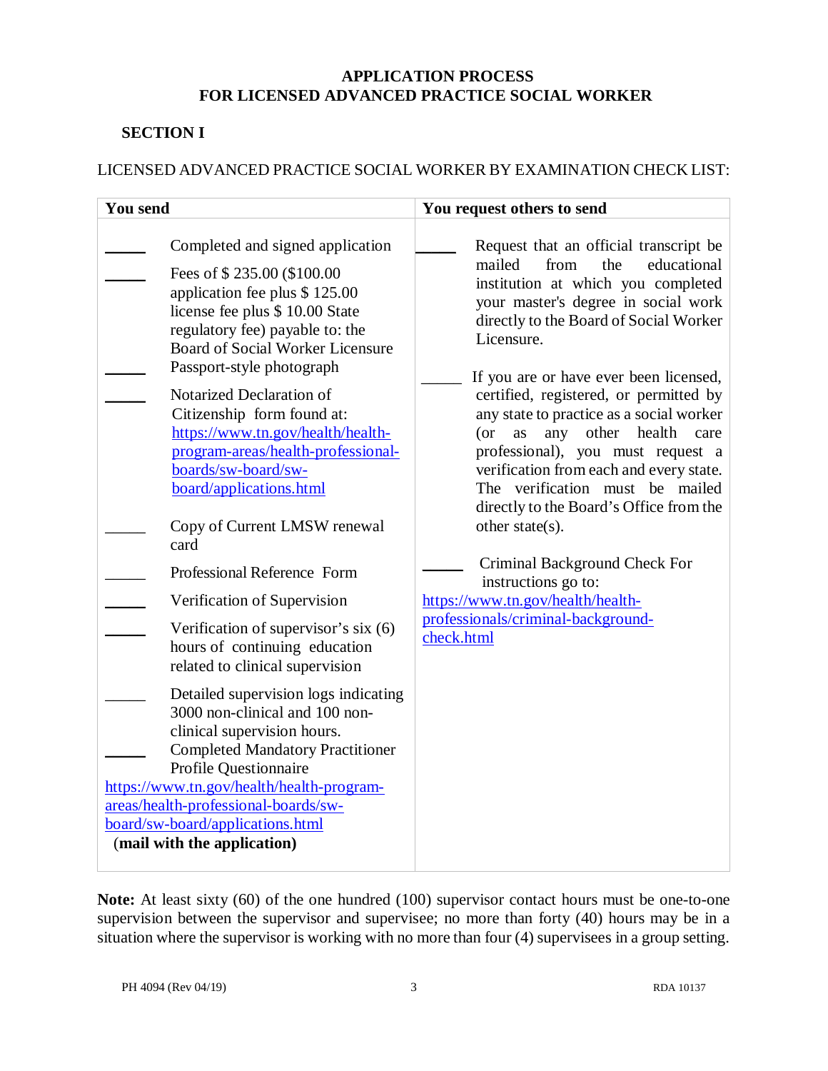**APPLICATION PROCESS**
**FOR LICENSED ADVANCED PRACTICE SOCIAL WORKER**

**SECTION I**

LICENSED ADVANCED PRACTICE SOCIAL WORKER BY EXAMINATION CHECK LIST:

| You send | You request others to send |
|---|---|
| _____ Completed and signed application<br>_____ Fees of $ 235.00 ($100.00 application fee plus $ 125.00 license fee plus $ 10.00 State regulatory fee) payable to: the Board of Social Worker Licensure<br>_____ Passport-style photograph<br>_____ Notarized Declaration of Citizenship form found at: https://www.tn.gov/health/health-program-areas/health-professional-boards/sw-board/sw-board/applications.html<br>_____ Copy of Current LMSW renewal card<br>_____ Professional Reference Form<br>_____ Verification of Supervision<br>_____ Verification of supervisor's six (6) hours of continuing education related to clinical supervision<br>_____ Detailed supervision logs indicating 3000 non-clinical and 100 non-clinical supervision hours.<br>_____ Completed Mandatory Practitioner Profile Questionnaire https://www.tn.gov/health/health-program-areas/health-professional-boards/sw-board/sw-board/applications.html (**mail with the application**) | _____ Request that an official transcript be mailed from the educational institution at which you completed your master's degree in social work directly to the Board of Social Worker Licensure.<br>_____ If you are or have ever been licensed, certified, registered, or permitted by any state to practice as a social worker (or as any other health care professional), you must request a verification from each and every state. The verification must be mailed directly to the Board's Office from the other state(s).<br>_____ Criminal Background Check For instructions go to: https://www.tn.gov/health/health-professionals/criminal-background-check.html |

**Note:** At least sixty (60) of the one hundred (100) supervisor contact hours must be one-to-one supervision between the supervisor and supervisee; no more than forty (40) hours may be in a situation where the supervisor is working with no more than four (4) supervisees in a group setting.

PH 4094 (Rev 04/19) RDA 10137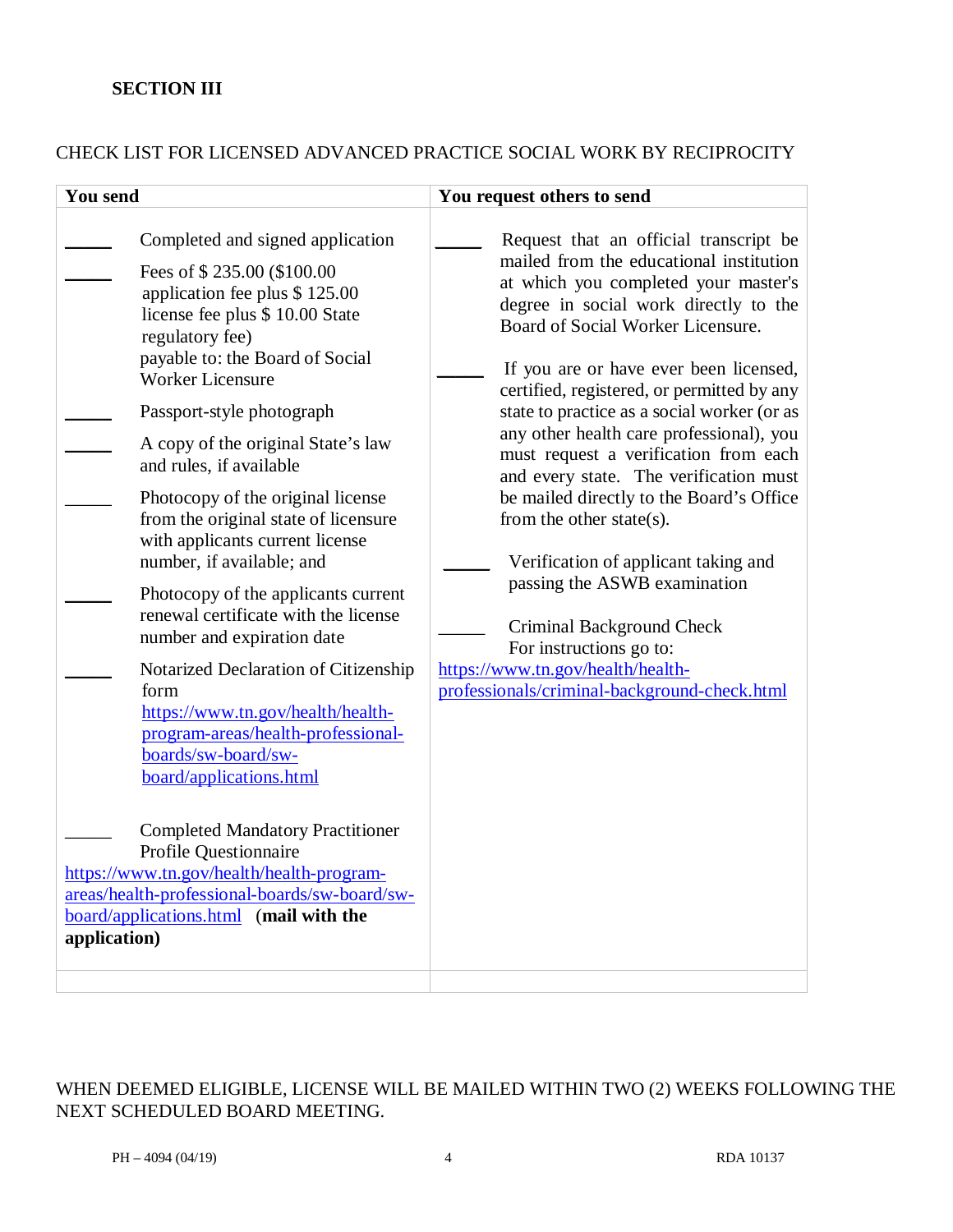## SECTION III

CHECK LIST FOR LICENSED ADVANCED PRACTICE SOCIAL WORK BY RECIPROCITY

| You send | You request others to send |
|---|---|
| _____ Completed and signed application<br><br>_____ Fees of $ 235.00 ($100.00 application fee plus $ 125.00 license fee plus $ 10.00 State regulatory fee) payable to: the Board of Social Worker Licensure<br><br>_____ Passport-style photograph<br><br>_____ A copy of the original State's law and rules, if available<br><br>_____ Photocopy of the original license from the original state of licensure with applicants current license number, if available; and<br><br>_____ Photocopy of the applicants current renewal certificate with the license number and expiration date<br><br>_____ Notarized Declaration of Citizenship form https://www.tn.gov/health/health-program-areas/health-professional-boards/sw-board/sw-board/applications.html<br><br>_____ Completed Mandatory Practitioner Profile Questionnaire https://www.tn.gov/health/health-program-areas/health-professional-boards/sw-board/sw-board/applications.html **(mail with the application)** | _____ Request that an official transcript be mailed from the educational institution at which you completed your master's degree in social work directly to the Board of Social Worker Licensure.<br><br>_____ If you are or have ever been licensed, certified, registered, or permitted by any state to practice as a social worker (or as any other health care professional), you must request a verification from each and every state. The verification must be mailed directly to the Board's Office from the other state(s).<br><br>_____ Verification of applicant taking and passing the ASWB examination<br><br>_____ Criminal Background Check For instructions go to: https://www.tn.gov/health/health-professionals/criminal-background-check.html |

WHEN DEEMED ELIGIBLE, LICENSE WILL BE MAILED WITHIN TWO (2) WEEKS FOLLOWING THE NEXT SCHEDULED BOARD MEETING.

PH – 4094 (04/19) RDA 10137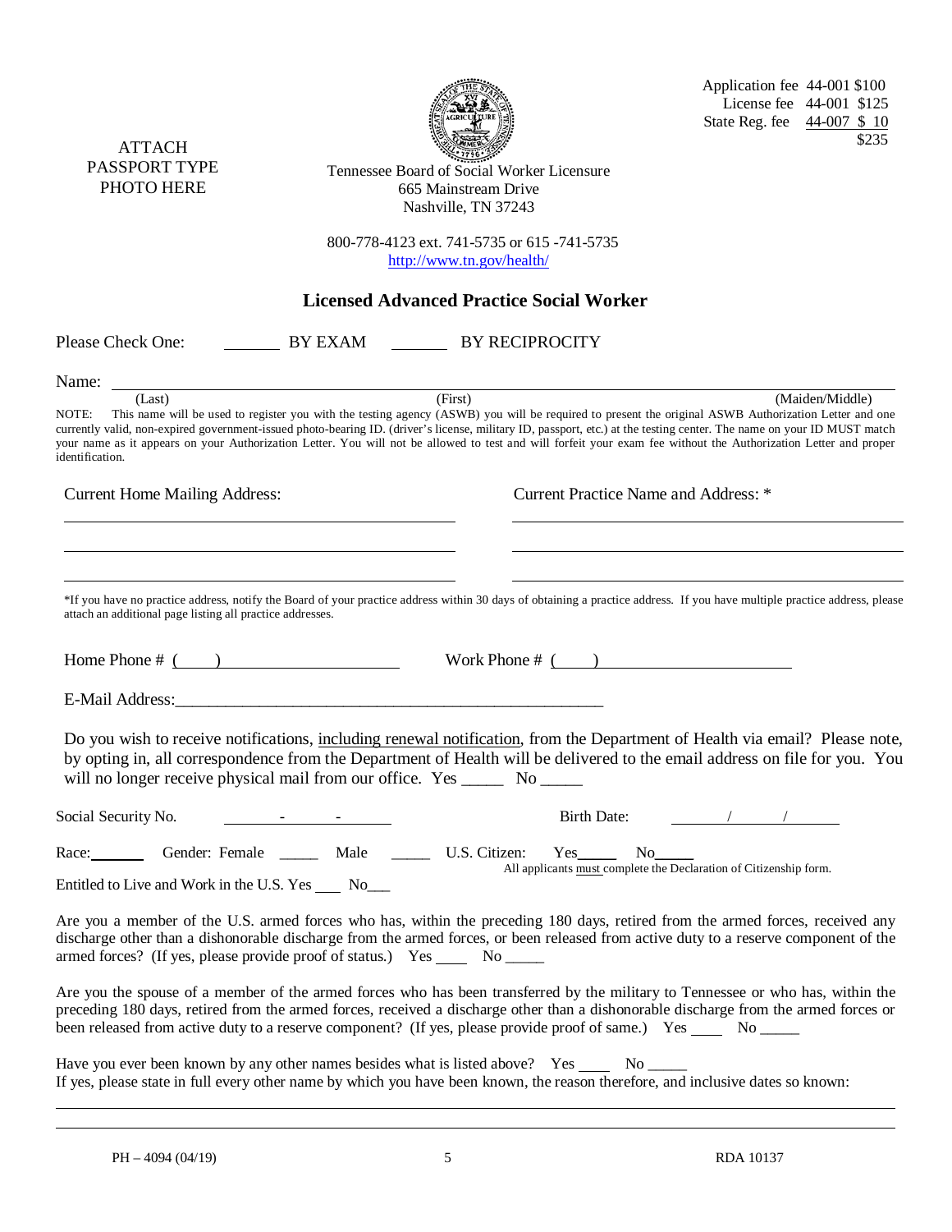ATTACH PASSPORT TYPE PHOTO HERE

| | | |
|---|---|---|
| Application fee | 44-001 | $100 |
| License fee | 44-001 | $125 |
| State Reg. fee | 44-007 | $ 10 |
| | | $235 |

Tennessee Board of Social Worker Licensure
665 Mainstream Drive
Nashville, TN 37243

800-778-4123 ext. 741-5735 or 615 -741-5735
http://www.tn.gov/health/

## Licensed Advanced Practice Social Worker

Please Check One: _______ BY EXAM _______ BY RECIPROCITY

Name: ______________________________________________________________________
(Last) (First) (Maiden/Middle)

NOTE: This name will be used to register you with the testing agency (ASWB) you will be required to present the original ASWB Authorization Letter and one currently valid, non-expired government-issued photo-bearing ID. (driver's license, military ID, passport, etc.) at the testing center. The name on your ID MUST match your name as it appears on your Authorization Letter. You will not be allowed to test and will forfeit your exam fee without the Authorization Letter and proper identification.

Current Home Mailing Address:

______________________________________

______________________________________

______________________________________

Current Practice Name and Address: *

______________________________________

______________________________________

______________________________________

*If you have no practice address, notify the Board of your practice address within 30 days of obtaining a practice address. If you have multiple practice address, please attach an additional page listing all practice addresses.

Home Phone # (____) ____________________ Work Phone # (____) ____________________

E-Mail Address:_____________________________________________________

Do you wish to receive notifications, including renewal notification, from the Department of Health via email? Please note, by opting in, all correspondence from the Department of Health will be delivered to the email address on file for you. You will no longer receive physical mail from our office. Yes _____ No _____

Social Security No. ______-______-______ Birth Date: ______/______/______

Race:_______ Gender: Female _____ Male _____ U.S. Citizen: Yes_____ No_____
All applicants must complete the Declaration of Citizenship form.

Entitled to Live and Work in the U.S. Yes ___ No___

Are you a member of the U.S. armed forces who has, within the preceding 180 days, retired from the armed forces, received any discharge other than a dishonorable discharge from the armed forces, or been released from active duty to a reserve component of the armed forces? (If yes, please provide proof of status.) Yes ____ No _____

Are you the spouse of a member of the armed forces who has been transferred by the military to Tennessee or who has, within the preceding 180 days, retired from the armed forces, received a discharge other than a dishonorable discharge from the armed forces or been released from active duty to a reserve component? (If yes, please provide proof of same.) Yes ____ No _____

Have you ever been known by any other names besides what is listed above? Yes ____ No _____
If yes, please state in full every other name by which you have been known, the reason therefore, and inclusive dates so known:

______________________________________________________________________

______________________________________________________________________

PH – 4094 (04/19) RDA 10137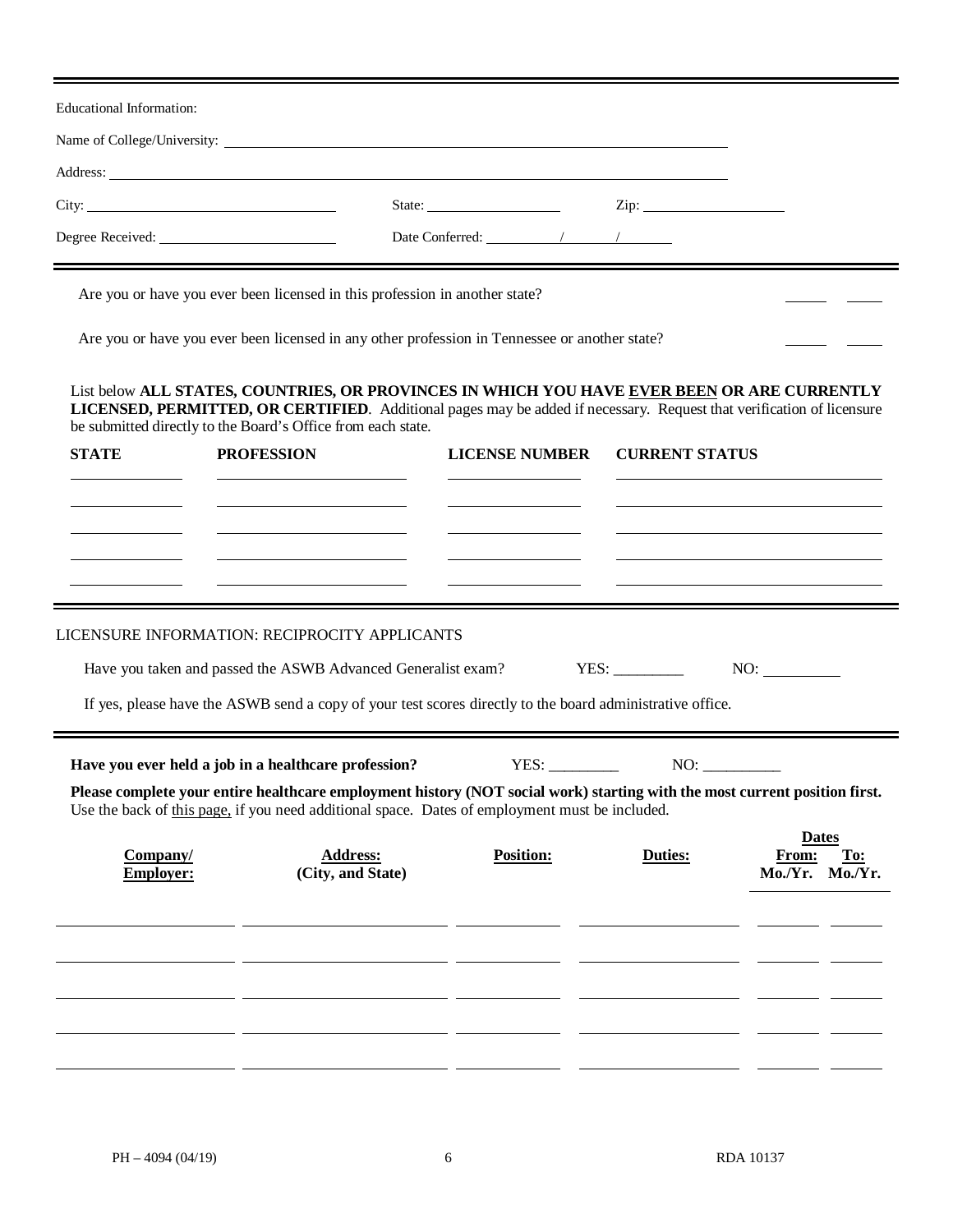Educational Information:

Name of College/University: ______________________________

Address: ______________________________

City: ____________________ State: ____________ Zip: ____________

Degree Received: ____________________ Date Conferred: _____ / _____ / _____

---

Are you or have you ever been licensed in this profession in another state? _____ _____

Are you or have you ever been licensed in any other profession in Tennessee or another state? _____ _____

List below **ALL STATES, COUNTRIES, OR PROVINCES IN WHICH YOU HAVE EVER BEEN OR ARE CURRENTLY LICENSED, PERMITTED, OR CERTIFIED**. Additional pages may be added if necessary. Request that verification of licensure be submitted directly to the Board's Office from each state.

| STATE | PROFESSION | LICENSE NUMBER | CURRENT STATUS |
|---|---|---|---|
| | | | |
| | | | |
| | | | |
| | | | |
| | | | |

---

LICENSURE INFORMATION: RECIPROCITY APPLICANTS

Have you taken and passed the ASWB Advanced Generalist exam? YES: _________ NO: __________

If yes, please have the ASWB send a copy of your test scores directly to the board administrative office.

---

**Have you ever held a job in a healthcare profession?** YES: _________ NO: __________

**Please complete your entire healthcare employment history (NOT social work) starting with the most current position first.** Use the back of this page, if you need additional space. Dates of employment must be included.

| Company/ Employer: | Address: (City, and State) | Position: | Duties: | Dates From: Mo./Yr. | Dates To: Mo./Yr. |
|---|---|---|---|---|---|
| | | | | | |
| | | | | | |
| | | | | | |
| | | | | | |
| | | | | | |

PH – 4094 (04/19) RDA 10137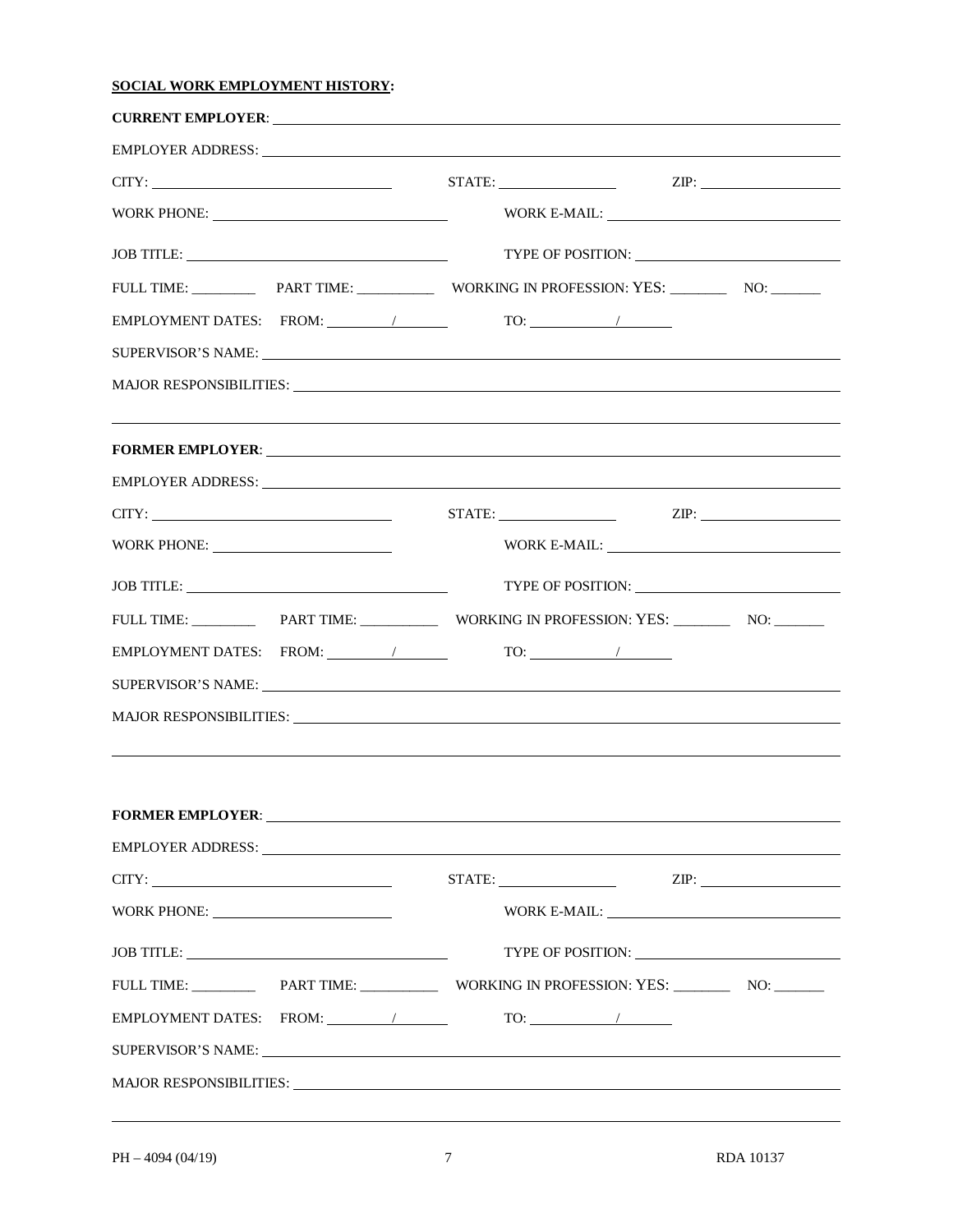**SOCIAL WORK EMPLOYMENT HISTORY:**

**CURRENT EMPLOYER**: \_\_\_\_\_\_\_\_\_\_\_\_\_\_\_\_\_\_\_\_\_\_\_\_\_\_\_\_\_\_\_\_\_\_\_\_\_\_\_\_

EMPLOYER ADDRESS: \_\_\_\_\_\_\_\_\_\_\_\_\_\_\_\_\_\_\_\_\_\_\_\_\_\_\_\_\_\_\_\_\_\_\_\_\_\_\_\_

CITY: \_\_\_\_\_\_\_\_\_\_\_\_\_\_\_\_\_\_\_\_ STATE: \_\_\_\_\_\_\_\_\_\_\_\_ ZIP: \_\_\_\_\_\_\_\_\_\_\_\_

WORK PHONE: \_\_\_\_\_\_\_\_\_\_\_\_\_\_\_\_\_\_\_\_ WORK E-MAIL: \_\_\_\_\_\_\_\_\_\_\_\_\_\_\_\_\_\_\_\_

JOB TITLE: \_\_\_\_\_\_\_\_\_\_\_\_\_\_\_\_\_\_\_\_ TYPE OF POSITION: \_\_\_\_\_\_\_\_\_\_\_\_\_\_\_\_\_\_\_\_

FULL TIME: \_\_\_\_\_\_\_\_ PART TIME: \_\_\_\_\_\_\_\_ WORKING IN PROFESSION: YES: \_\_\_\_\_\_\_\_ NO: \_\_\_\_\_\_\_\_

EMPLOYMENT DATES: FROM: \_\_\_\_\_/\_\_\_\_\_ TO: \_\_\_\_\_/\_\_\_\_\_

SUPERVISOR'S NAME: \_\_\_\_\_\_\_\_\_\_\_\_\_\_\_\_\_\_\_\_\_\_\_\_\_\_\_\_\_\_\_\_\_\_\_\_\_\_\_\_

MAJOR RESPONSIBILITIES: \_\_\_\_\_\_\_\_\_\_\_\_\_\_\_\_\_\_\_\_\_\_\_\_\_\_\_\_\_\_\_\_\_\_\_\_\_\_\_\_

\_\_\_\_\_\_\_\_\_\_\_\_\_\_\_\_\_\_\_\_\_\_\_\_\_\_\_\_\_\_\_\_\_\_\_\_\_\_\_\_\_\_\_\_\_\_\_\_\_\_\_\_\_\_\_\_\_\_\_\_

**FORMER EMPLOYER**: \_\_\_\_\_\_\_\_\_\_\_\_\_\_\_\_\_\_\_\_\_\_\_\_\_\_\_\_\_\_\_\_\_\_\_\_\_\_\_\_

EMPLOYER ADDRESS: \_\_\_\_\_\_\_\_\_\_\_\_\_\_\_\_\_\_\_\_\_\_\_\_\_\_\_\_\_\_\_\_\_\_\_\_\_\_\_\_

CITY: \_\_\_\_\_\_\_\_\_\_\_\_\_\_\_\_\_\_\_\_ STATE: \_\_\_\_\_\_\_\_\_\_\_\_ ZIP: \_\_\_\_\_\_\_\_\_\_\_\_

WORK PHONE: \_\_\_\_\_\_\_\_\_\_\_\_\_\_\_\_\_\_\_\_ WORK E-MAIL: \_\_\_\_\_\_\_\_\_\_\_\_\_\_\_\_\_\_\_\_

JOB TITLE: \_\_\_\_\_\_\_\_\_\_\_\_\_\_\_\_\_\_\_\_ TYPE OF POSITION: \_\_\_\_\_\_\_\_\_\_\_\_\_\_\_\_\_\_\_\_

FULL TIME: \_\_\_\_\_\_\_\_ PART TIME: \_\_\_\_\_\_\_\_ WORKING IN PROFESSION: YES: \_\_\_\_\_\_\_\_ NO: \_\_\_\_\_\_\_\_

EMPLOYMENT DATES: FROM: \_\_\_\_\_/\_\_\_\_\_ TO: \_\_\_\_\_/\_\_\_\_\_

SUPERVISOR'S NAME: \_\_\_\_\_\_\_\_\_\_\_\_\_\_\_\_\_\_\_\_\_\_\_\_\_\_\_\_\_\_\_\_\_\_\_\_\_\_\_\_

MAJOR RESPONSIBILITIES: \_\_\_\_\_\_\_\_\_\_\_\_\_\_\_\_\_\_\_\_\_\_\_\_\_\_\_\_\_\_\_\_\_\_\_\_\_\_\_\_

\_\_\_\_\_\_\_\_\_\_\_\_\_\_\_\_\_\_\_\_\_\_\_\_\_\_\_\_\_\_\_\_\_\_\_\_\_\_\_\_\_\_\_\_\_\_\_\_\_\_\_\_\_\_\_\_\_\_\_\_

**FORMER EMPLOYER**: \_\_\_\_\_\_\_\_\_\_\_\_\_\_\_\_\_\_\_\_\_\_\_\_\_\_\_\_\_\_\_\_\_\_\_\_\_\_\_\_

EMPLOYER ADDRESS: \_\_\_\_\_\_\_\_\_\_\_\_\_\_\_\_\_\_\_\_\_\_\_\_\_\_\_\_\_\_\_\_\_\_\_\_\_\_\_\_

CITY: \_\_\_\_\_\_\_\_\_\_\_\_\_\_\_\_\_\_\_\_ STATE: \_\_\_\_\_\_\_\_\_\_\_\_ ZIP: \_\_\_\_\_\_\_\_\_\_\_\_

WORK PHONE: \_\_\_\_\_\_\_\_\_\_\_\_\_\_\_\_\_\_\_\_ WORK E-MAIL: \_\_\_\_\_\_\_\_\_\_\_\_\_\_\_\_\_\_\_\_

JOB TITLE: \_\_\_\_\_\_\_\_\_\_\_\_\_\_\_\_\_\_\_\_ TYPE OF POSITION: \_\_\_\_\_\_\_\_\_\_\_\_\_\_\_\_\_\_\_\_

FULL TIME: \_\_\_\_\_\_\_\_ PART TIME: \_\_\_\_\_\_\_\_ WORKING IN PROFESSION: YES: \_\_\_\_\_\_\_\_ NO: \_\_\_\_\_\_\_\_

EMPLOYMENT DATES: FROM: \_\_\_\_\_/\_\_\_\_\_ TO: \_\_\_\_\_/\_\_\_\_\_

SUPERVISOR'S NAME: \_\_\_\_\_\_\_\_\_\_\_\_\_\_\_\_\_\_\_\_\_\_\_\_\_\_\_\_\_\_\_\_\_\_\_\_\_\_\_\_

MAJOR RESPONSIBILITIES: \_\_\_\_\_\_\_\_\_\_\_\_\_\_\_\_\_\_\_\_\_\_\_\_\_\_\_\_\_\_\_\_\_\_\_\_\_\_\_\_

\_\_\_\_\_\_\_\_\_\_\_\_\_\_\_\_\_\_\_\_\_\_\_\_\_\_\_\_\_\_\_\_\_\_\_\_\_\_\_\_\_\_\_\_\_\_\_\_\_\_\_\_\_\_\_\_\_\_\_\_

PH – 4094 (04/19) RDA 10137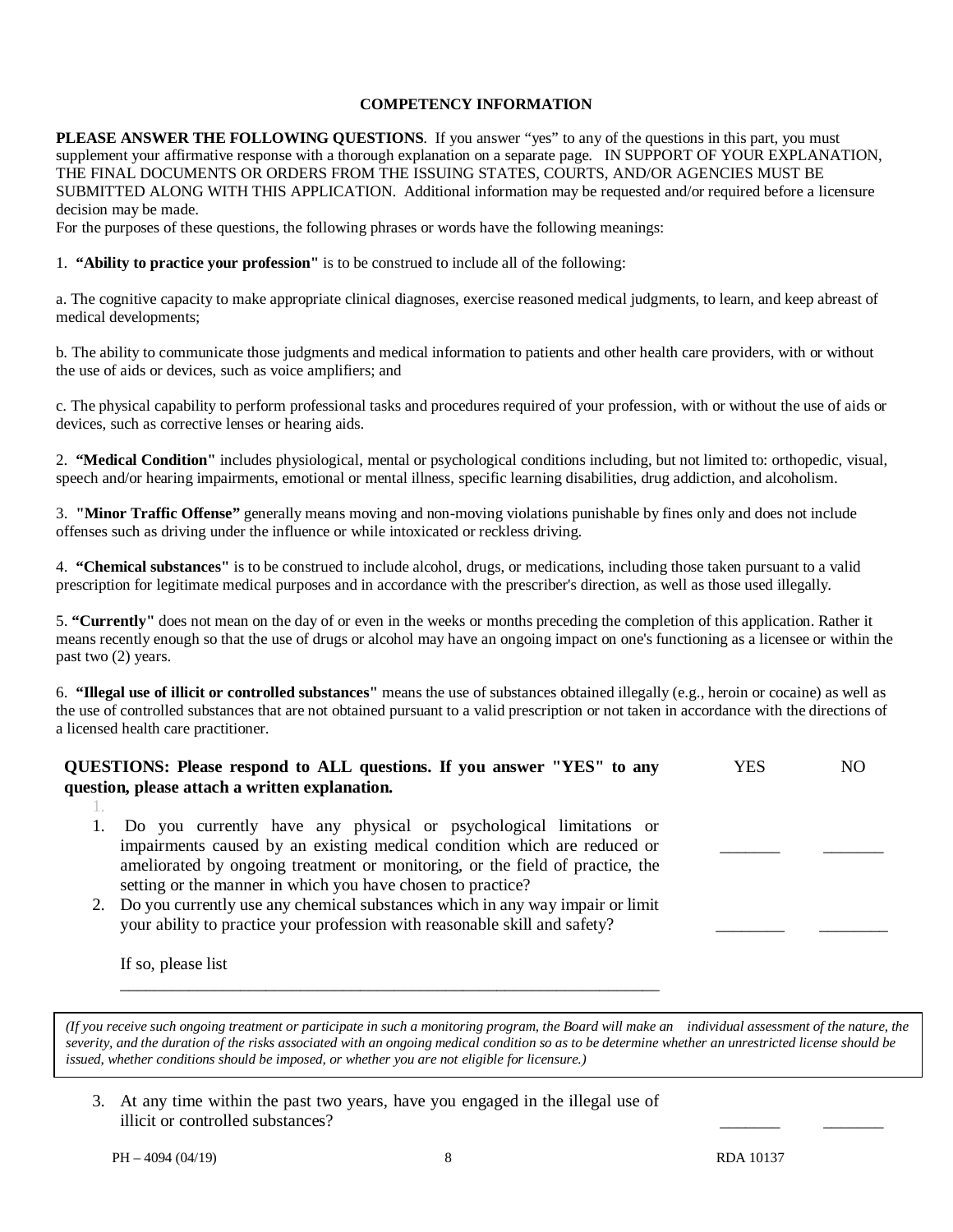## COMPETENCY INFORMATION

**PLEASE ANSWER THE FOLLOWING QUESTIONS**. If you answer "yes" to any of the questions in this part, you must supplement your affirmative response with a thorough explanation on a separate page. IN SUPPORT OF YOUR EXPLANATION, THE FINAL DOCUMENTS OR ORDERS FROM THE ISSUING STATES, COURTS, AND/OR AGENCIES MUST BE SUBMITTED ALONG WITH THIS APPLICATION. Additional information may be requested and/or required before a licensure decision may be made.

For the purposes of these questions, the following phrases or words have the following meanings:

1. **"Ability to practice your profession"** is to be construed to include all of the following:

a. The cognitive capacity to make appropriate clinical diagnoses, exercise reasoned medical judgments, to learn, and keep abreast of medical developments;

b. The ability to communicate those judgments and medical information to patients and other health care providers, with or without the use of aids or devices, such as voice amplifiers; and

c. The physical capability to perform professional tasks and procedures required of your profession, with or without the use of aids or devices, such as corrective lenses or hearing aids.

2. **"Medical Condition"** includes physiological, mental or psychological conditions including, but not limited to: orthopedic, visual, speech and/or hearing impairments, emotional or mental illness, specific learning disabilities, drug addiction, and alcoholism.

3. **"Minor Traffic Offense"** generally means moving and non-moving violations punishable by fines only and does not include offenses such as driving under the influence or while intoxicated or reckless driving.

4. **"Chemical substances"** is to be construed to include alcohol, drugs, or medications, including those taken pursuant to a valid prescription for legitimate medical purposes and in accordance with the prescriber's direction, as well as those used illegally.

5. **"Currently"** does not mean on the day of or even in the weeks or months preceding the completion of this application. Rather it means recently enough so that the use of drugs or alcohol may have an ongoing impact on one's functioning as a licensee or within the past two (2) years.

6. **"Illegal use of illicit or controlled substances"** means the use of substances obtained illegally (e.g., heroin or cocaine) as well as the use of controlled substances that are not obtained pursuant to a valid prescription or not taken in accordance with the directions of a licensed health care practitioner.

| **QUESTIONS: Please respond to ALL questions. If you answer "YES" to any question, please attach a written explanation.** | YES | NO |
|---|---|---|
| 1. Do you currently have any physical or psychological limitations or impairments caused by an existing medical condition which are reduced or ameliorated by ongoing treatment or monitoring, or the field of practice, the setting or the manner in which you have chosen to practice? | _______ | _______ |
| 2. Do you currently use any chemical substances which in any way impair or limit your ability to practice your profession with reasonable skill and safety? | ________ | ________ |
| If so, please list _______________________________________________________________ | | |

*(If you receive such ongoing treatment or participate in such a monitoring program, the Board will make an individual assessment of the nature, the severity, and the duration of the risks associated with an ongoing medical condition so as to be determine whether an unrestricted license should be issued, whether conditions should be imposed, or whether you are not eligible for licensure.)*

| | YES | NO |
|---|---|---|
| 3. At any time within the past two years, have you engaged in the illegal use of illicit or controlled substances? | _______ | _______ |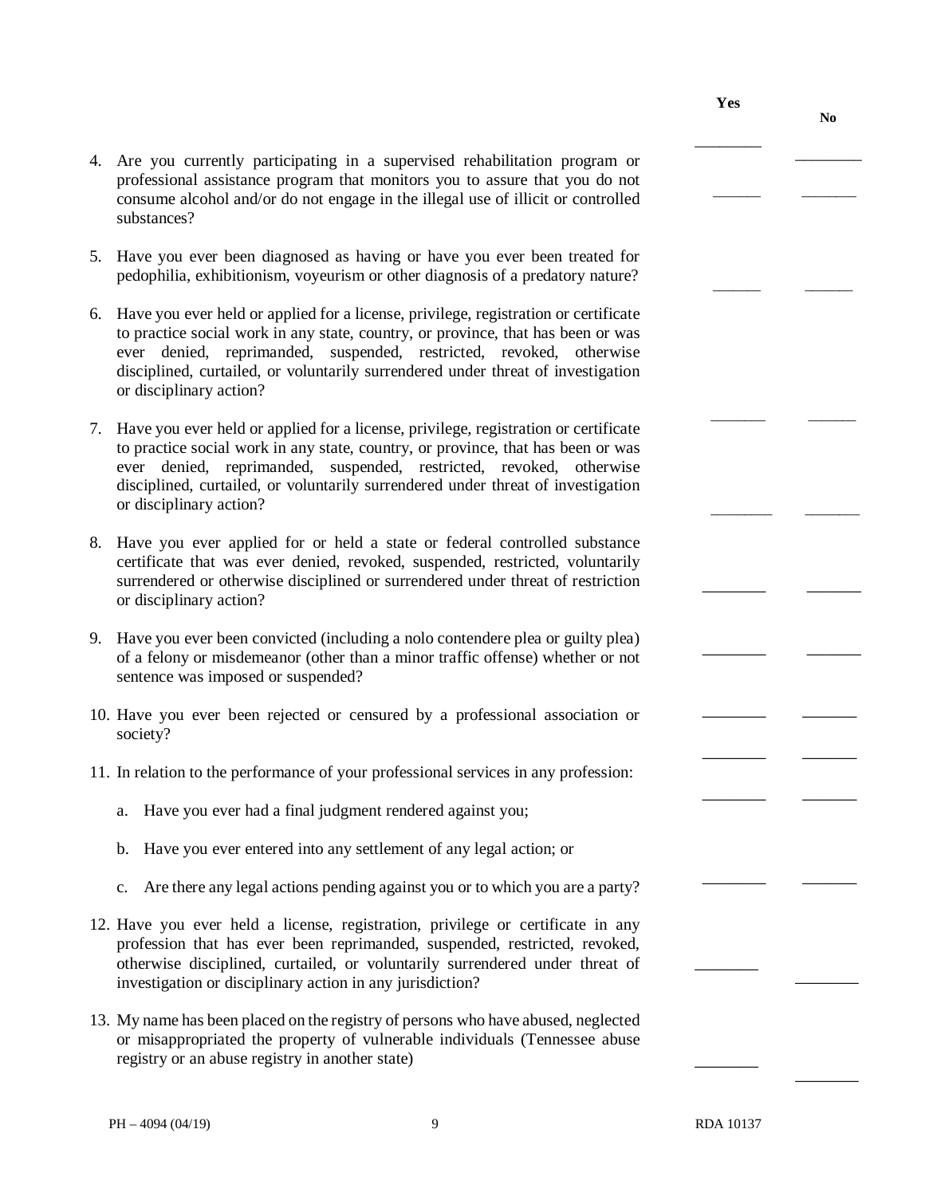| | Yes | No |
|---|---|---|
| 4. Are you currently participating in a supervised rehabilitation program or professional assistance program that monitors you to assure that you do not consume alcohol and/or do not engage in the illegal use of illicit or controlled substances? | ______ | ______ |
| 5. Have you ever been diagnosed as having or have you ever been treated for pedophilia, exhibitionism, voyeurism or other diagnosis of a predatory nature? | ______ | ______ |
| 6. Have you ever held or applied for a license, privilege, registration or certificate to practice social work in any state, country, or province, that has been or was ever denied, reprimanded, suspended, restricted, revoked, otherwise disciplined, curtailed, or voluntarily surrendered under threat of investigation or disciplinary action? | ______ | ______ |
| 7. Have you ever held or applied for a license, privilege, registration or certificate to practice social work in any state, country, or province, that has been or was ever denied, reprimanded, suspended, restricted, revoked, otherwise disciplined, curtailed, or voluntarily surrendered under threat of investigation or disciplinary action? | ______ | ______ |
| 8. Have you ever applied for or held a state or federal controlled substance certificate that was ever denied, revoked, suspended, restricted, voluntarily surrendered or otherwise disciplined or surrendered under threat of restriction or disciplinary action? | ______ | ______ |
| 9. Have you ever been convicted (including a nolo contendere plea or guilty plea) of a felony or misdemeanor (other than a minor traffic offense) whether or not sentence was imposed or suspended? | ______ | ______ |
| 10. Have you ever been rejected or censured by a professional association or society? | ______ | ______ |
| 11. In relation to the performance of your professional services in any profession: | | |
| a. Have you ever had a final judgment rendered against you; | ______ | ______ |
| b. Have you ever entered into any settlement of any legal action; or | ______ | ______ |
| c. Are there any legal actions pending against you or to which you are a party? | ______ | ______ |
| 12. Have you ever held a license, registration, privilege or certificate in any profession that has ever been reprimanded, suspended, restricted, revoked, otherwise disciplined, curtailed, or voluntarily surrendered under threat of investigation or disciplinary action in any jurisdiction? | ______ | ______ |
| 13. My name has been placed on the registry of persons who have abused, neglected or misappropriated the property of vulnerable individuals (Tennessee abuse registry or an abuse registry in another state) | ______ | ______ |

PH – 4094 (04/19) RDA 10137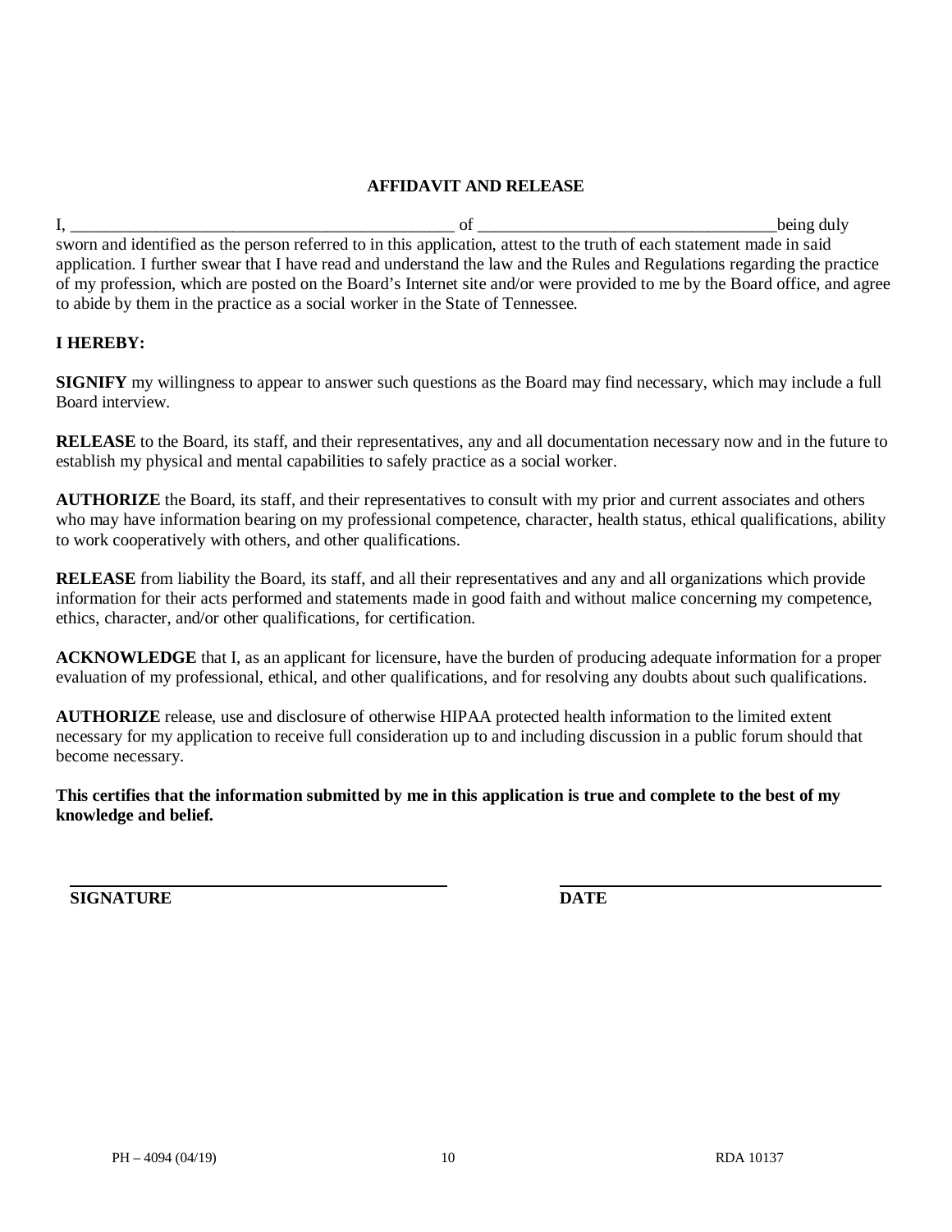## AFFIDAVIT AND RELEASE

I, _______________________________________________ of ___________________________________being duly sworn and identified as the person referred to in this application, attest to the truth of each statement made in said application. I further swear that I have read and understand the law and the Rules and Regulations regarding the practice of my profession, which are posted on the Board's Internet site and/or were provided to me by the Board office, and agree to abide by them in the practice as a social worker in the State of Tennessee.

**I HEREBY:**

**SIGNIFY** my willingness to appear to answer such questions as the Board may find necessary, which may include a full Board interview.

**RELEASE** to the Board, its staff, and their representatives, any and all documentation necessary now and in the future to establish my physical and mental capabilities to safely practice as a social worker.

**AUTHORIZE** the Board, its staff, and their representatives to consult with my prior and current associates and others who may have information bearing on my professional competence, character, health status, ethical qualifications, ability to work cooperatively with others, and other qualifications.

**RELEASE** from liability the Board, its staff, and all their representatives and any and all organizations which provide information for their acts performed and statements made in good faith and without malice concerning my competence, ethics, character, and/or other qualifications, for certification.

**ACKNOWLEDGE** that I, as an applicant for licensure, have the burden of producing adequate information for a proper evaluation of my professional, ethical, and other qualifications, and for resolving any doubts about such qualifications.

**AUTHORIZE** release, use and disclosure of otherwise HIPAA protected health information to the limited extent necessary for my application to receive full consideration up to and including discussion in a public forum should that become necessary.

**This certifies that the information submitted by me in this application is true and complete to the best of my knowledge and belief.**

_______________________________________________ &nbsp;&nbsp;&nbsp;&nbsp; ___________________________________

**SIGNATURE** &nbsp;&nbsp;&nbsp;&nbsp; **DATE**

PH – 4094 (04/19) &nbsp;&nbsp;&nbsp;&nbsp; RDA 10137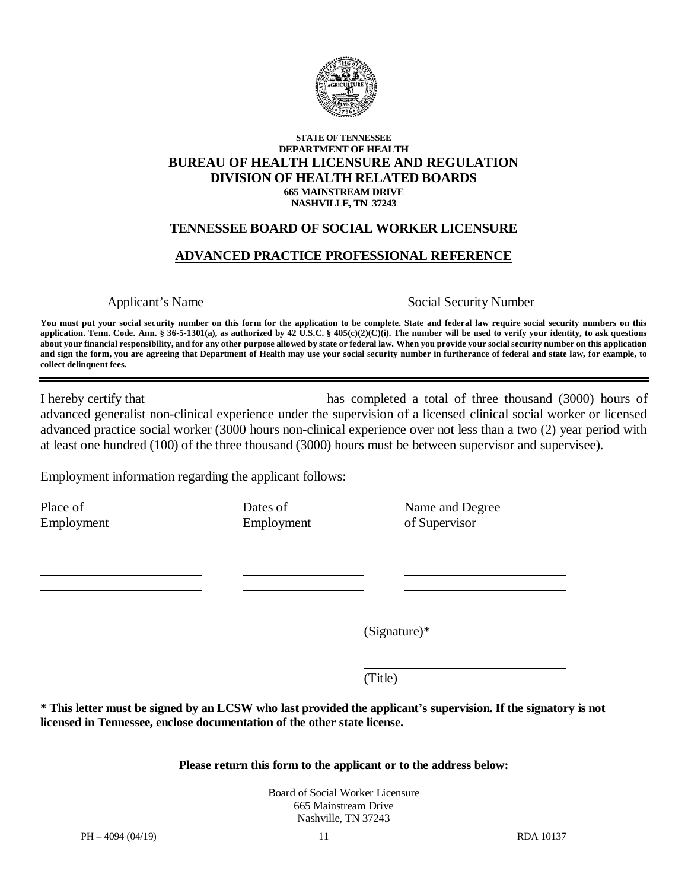STATE OF TENNESSEE
DEPARTMENT OF HEALTH

## BUREAU OF HEALTH LICENSURE AND REGULATION
## DIVISION OF HEALTH RELATED BOARDS

665 MAINSTREAM DRIVE
NASHVILLE, TN 37243

### TENNESSEE BOARD OF SOCIAL WORKER LICENSURE

### ADVANCED PRACTICE PROFESSIONAL REFERENCE

______________________________ Applicant's Name

______________________________ Social Security Number

**You must put your social security number on this form for the application to be complete. State and federal law require social security numbers on this application. Tenn. Code. Ann. § 36-5-1301(a), as authorized by 42 U.S.C. § 405(c)(2)(C)(i). The number will be used to verify your identity, to ask questions about your financial responsibility, and for any other purpose allowed by state or federal law. When you provide your social security number on this application and sign the form, you are agreeing that Department of Health may use your social security number in furtherance of federal and state law, for example, to collect delinquent fees.**

---

I hereby certify that ______________________ has completed a total of three thousand (3000) hours of advanced generalist non-clinical experience under the supervision of a licensed clinical social worker or licensed advanced practice social worker (3000 hours non-clinical experience over not less than a two (2) year period with at least one hundred (100) of the three thousand (3000) hours must be between supervisor and supervisee).

Employment information regarding the applicant follows:

| Place of Employment | Dates of Employment | Name and Degree of Supervisor |
|---|---|---|
| | | |
| | | |
| | | |

______________________________ (Signature)*

______________________________

______________________________ (Title)

**\* This letter must be signed by an LCSW who last provided the applicant's supervision. If the signatory is not licensed in Tennessee, enclose documentation of the other state license.**

**Please return this form to the applicant or to the address below:**

Board of Social Worker Licensure
665 Mainstream Drive
Nashville, TN 37243

PH – 4094 (04/19) RDA 10137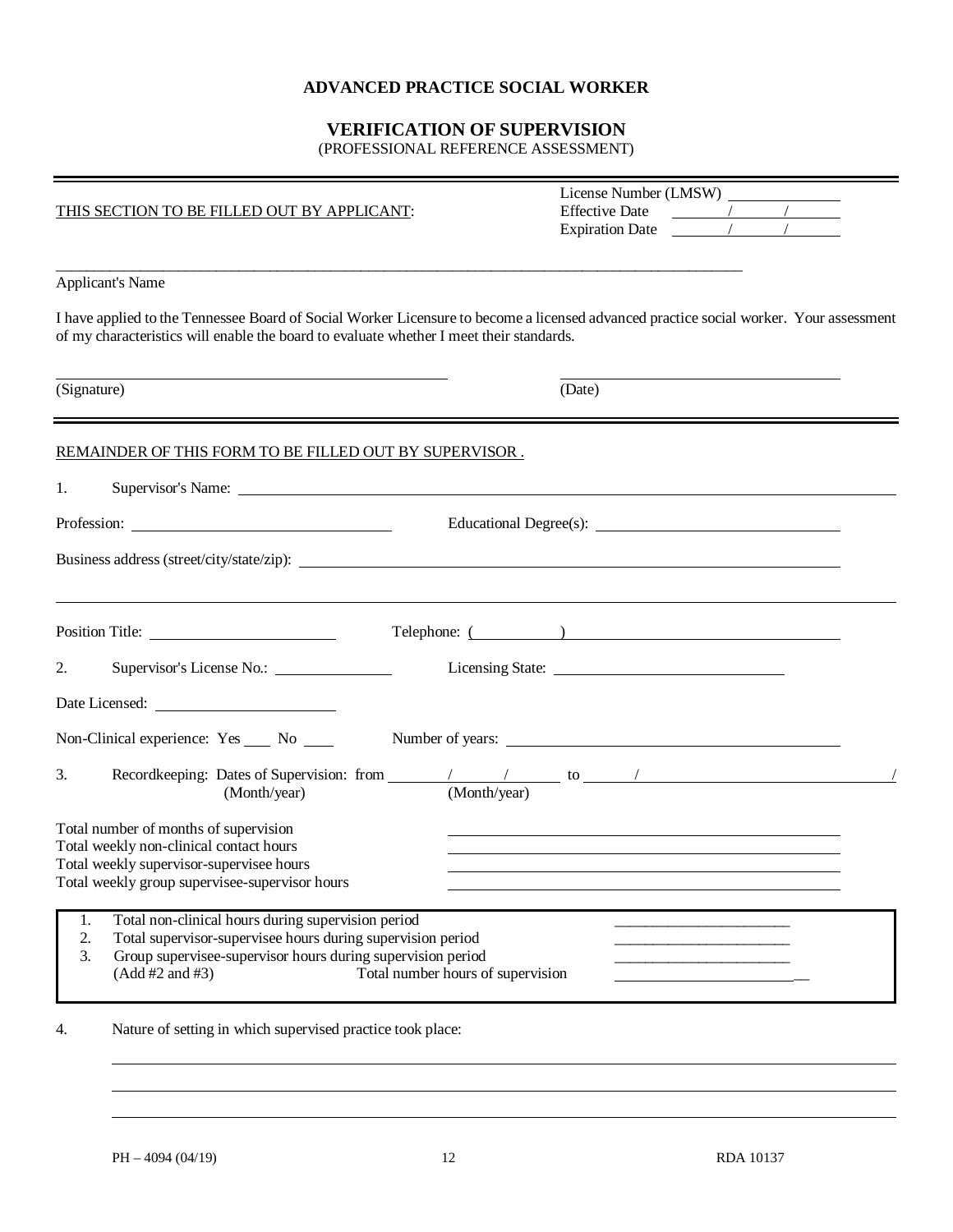# ADVANCED PRACTICE SOCIAL WORKER

## VERIFICATION OF SUPERVISION

(PROFESSIONAL REFERENCE ASSESSMENT)

THIS SECTION TO BE FILLED OUT BY APPLICANT:

License Number (LMSW) ______________
Effective Date ______/______/______
Expiration Date ______/______/______

_______________________________________________________________

Applicant's Name

I have applied to the Tennessee Board of Social Worker Licensure to become a licensed advanced practice social worker. Your assessment of my characteristics will enable the board to evaluate whether I meet their standards.

_______________________________ _______________________________

(Signature) (Date)

---

REMAINDER OF THIS FORM TO BE FILLED OUT BY SUPERVISOR .

1. Supervisor's Name: _______________________________________________

Profession: ______________________ Educational Degree(s): ______________________

Business address (street/city/state/zip): _______________________________________________

_______________________________________________________________

Position Title: ______________________ Telephone: (__________) ______________________

2. Supervisor's License No.: ______________ Licensing State: ______________________

Date Licensed: ______________________

Non-Clinical experience: Yes ____ No ____ Number of years: ______________________

3. Recordkeeping: Dates of Supervision: from ______/______/______ to ______/______/______
(Month/year) (Month/year)

Total number of months of supervision ______________________
Total weekly non-clinical contact hours ______________________
Total weekly supervisor-supervisee hours ______________________
Total weekly group supervisee-supervisor hours ______________________

1. Total non-clinical hours during supervision period ______________________
2. Total supervisor-supervisee hours during supervision period ______________________
3. Group supervisee-supervisor hours during supervision period ______________________
(Add #2 and #3) Total number hours of supervision ______________________

4. Nature of setting in which supervised practice took place:

_______________________________________________________________

_______________________________________________________________

_______________________________________________________________

PH – 4094 (04/19) RDA 10137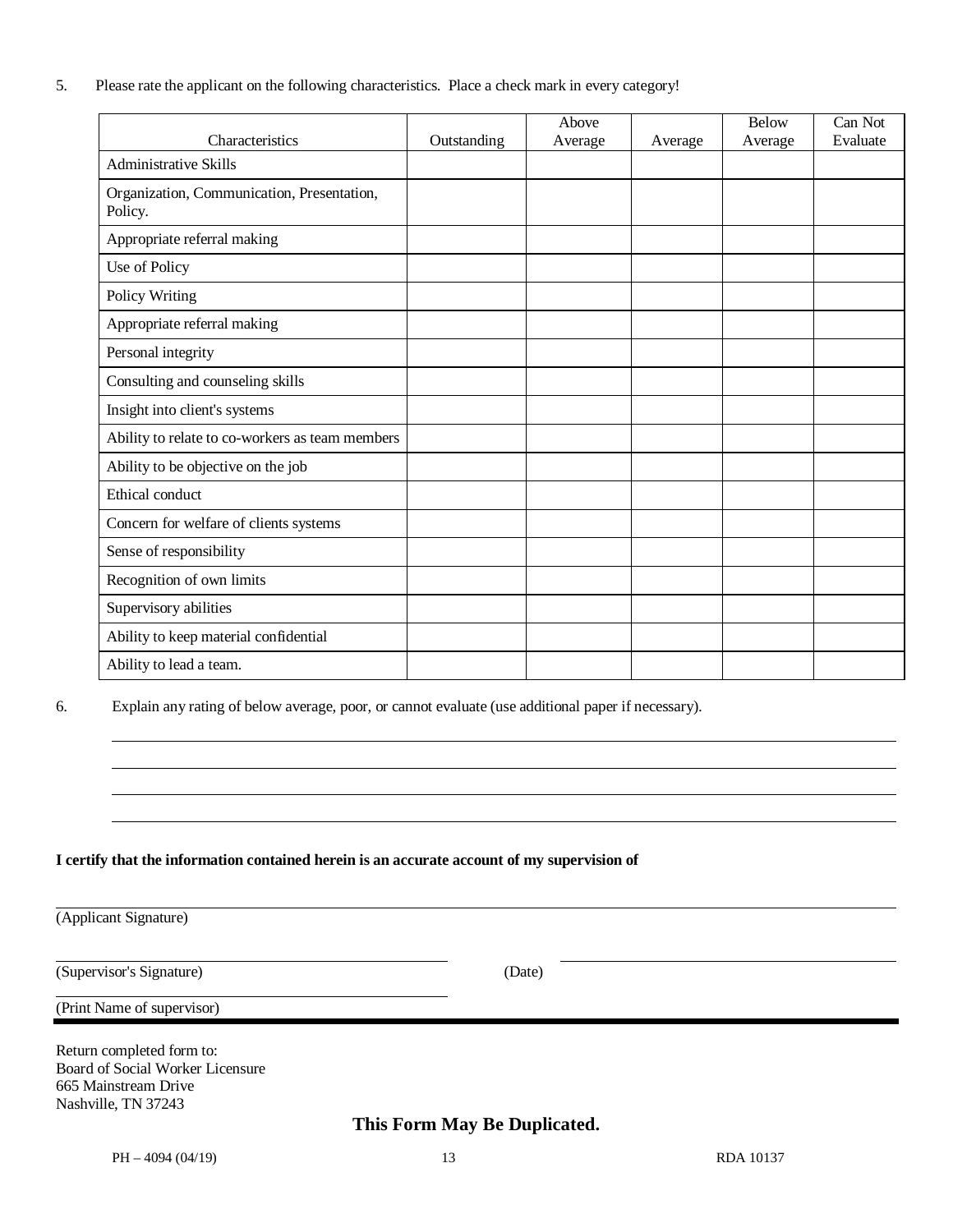5. Please rate the applicant on the following characteristics. Place a check mark in every category!

| Characteristics | Outstanding | Above Average | Average | Below Average | Can Not Evaluate |
|---|---|---|---|---|---|
| Administrative Skills | | | | | |
| Organization, Communication, Presentation, Policy. | | | | | |
| Appropriate referral making | | | | | |
| Use of Policy | | | | | |
| Policy Writing | | | | | |
| Appropriate referral making | | | | | |
| Personal integrity | | | | | |
| Consulting and counseling skills | | | | | |
| Insight into client's systems | | | | | |
| Ability to relate to co-workers as team members | | | | | |
| Ability to be objective on the job | | | | | |
| Ethical conduct | | | | | |
| Concern for welfare of clients systems | | | | | |
| Sense of responsibility | | | | | |
| Recognition of own limits | | | | | |
| Supervisory abilities | | | | | |
| Ability to keep material confidential | | | | | |
| Ability to lead a team. | | | | | |

6. Explain any rating of below average, poor, or cannot evaluate (use additional paper if necessary).

\_\_\_\_\_\_\_\_\_\_\_\_\_\_\_\_\_\_\_\_\_\_\_\_\_\_\_\_\_\_\_\_\_\_\_\_\_\_\_\_\_\_\_\_\_\_\_\_\_\_\_\_\_\_\_\_\_\_

\_\_\_\_\_\_\_\_\_\_\_\_\_\_\_\_\_\_\_\_\_\_\_\_\_\_\_\_\_\_\_\_\_\_\_\_\_\_\_\_\_\_\_\_\_\_\_\_\_\_\_\_\_\_\_\_\_\_

\_\_\_\_\_\_\_\_\_\_\_\_\_\_\_\_\_\_\_\_\_\_\_\_\_\_\_\_\_\_\_\_\_\_\_\_\_\_\_\_\_\_\_\_\_\_\_\_\_\_\_\_\_\_\_\_\_\_

\_\_\_\_\_\_\_\_\_\_\_\_\_\_\_\_\_\_\_\_\_\_\_\_\_\_\_\_\_\_\_\_\_\_\_\_\_\_\_\_\_\_\_\_\_\_\_\_\_\_\_\_\_\_\_\_\_\_

**I certify that the information contained herein is an accurate account of my supervision of**

\_\_\_\_\_\_\_\_\_\_\_\_\_\_\_\_\_\_\_\_\_\_\_\_\_\_\_\_\_\_\_\_\_\_\_\_\_\_\_\_\_\_\_\_\_\_\_\_\_\_\_\_\_\_\_\_\_\_

(Applicant Signature)

\_\_\_\_\_\_\_\_\_\_\_\_\_\_\_\_\_\_\_\_\_\_\_\_\_\_\_\_\_\_ \_\_\_\_\_\_\_\_\_\_\_\_\_\_\_\_\_\_\_\_\_\_\_\_\_\_

(Supervisor's Signature) (Date)

\_\_\_\_\_\_\_\_\_\_\_\_\_\_\_\_\_\_\_\_\_\_\_\_\_\_\_\_\_\_

(Print Name of supervisor)

---

Return completed form to:
Board of Social Worker Licensure
665 Mainstream Drive
Nashville, TN 37243

**This Form May Be Duplicated.**

PH – 4094 (04/19) RDA 10137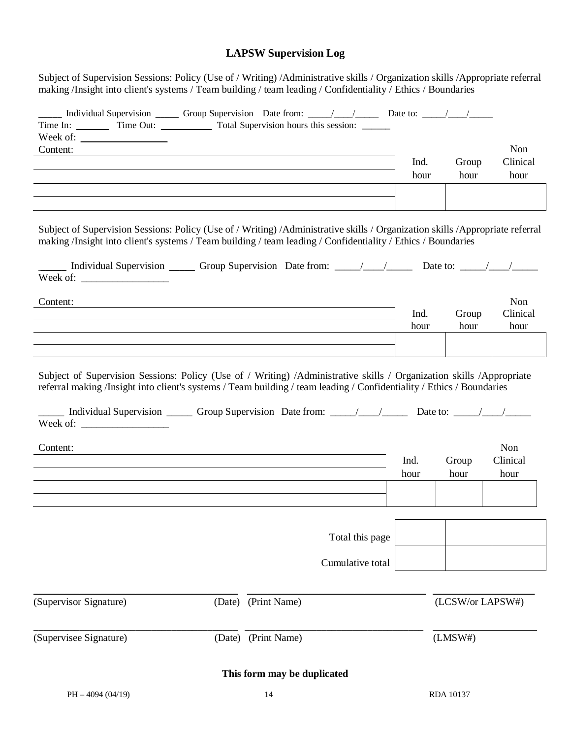# LAPSW Supervision Log

Subject of Supervision Sessions: Policy (Use of / Writing) /Administrative skills / Organization skills /Appropriate referral making /Insight into client's systems / Team building / team leading / Confidentiality / Ethics / Boundaries

_____ Individual Supervision _____ Group Supervision Date from: _____/____/_____ Date to: _____/____/_____

Time In: _______ Time Out: __________ Total Supervision hours this session: ______

Week of: _________________

| Content: | Ind. hour | Group hour | Non Clinical hour |
|---|---|---|---|
| | | | |

Subject of Supervision Sessions: Policy (Use of / Writing) /Administrative skills / Organization skills /Appropriate referral making /Insight into client's systems / Team building / team leading / Confidentiality / Ethics / Boundaries

_____ Individual Supervision _____ Group Supervision Date from: _____/____/_____ Date to: _____/____/_____

Week of: _________________

| Content: | Ind. hour | Group hour | Non Clinical hour |
|---|---|---|---|
| | | | |

Subject of Supervision Sessions: Policy (Use of / Writing) /Administrative skills / Organization skills /Appropriate referral making /Insight into client's systems / Team building / team leading / Confidentiality / Ethics / Boundaries

_____ Individual Supervision _____ Group Supervision Date from: _____/____/_____ Date to: _____/____/_____

Week of: _________________

| Content: | Ind. hour | Group hour | Non Clinical hour |
|---|---|---|---|
| | | | |

| | | | |
|---|---|---|---|
| Total this page | | | |
| Cumulative total | | | |

______________________________ (Supervisor Signature) (Date) ______________________________ (Print Name) ____________________ (LCSW/or LAPSW#)

______________________________ (Supervisee Signature) (Date) ______________________________ (Print Name) ____________________ (LMSW#)

**This form may be duplicated**

PH – 4094 (04/19) RDA 10137